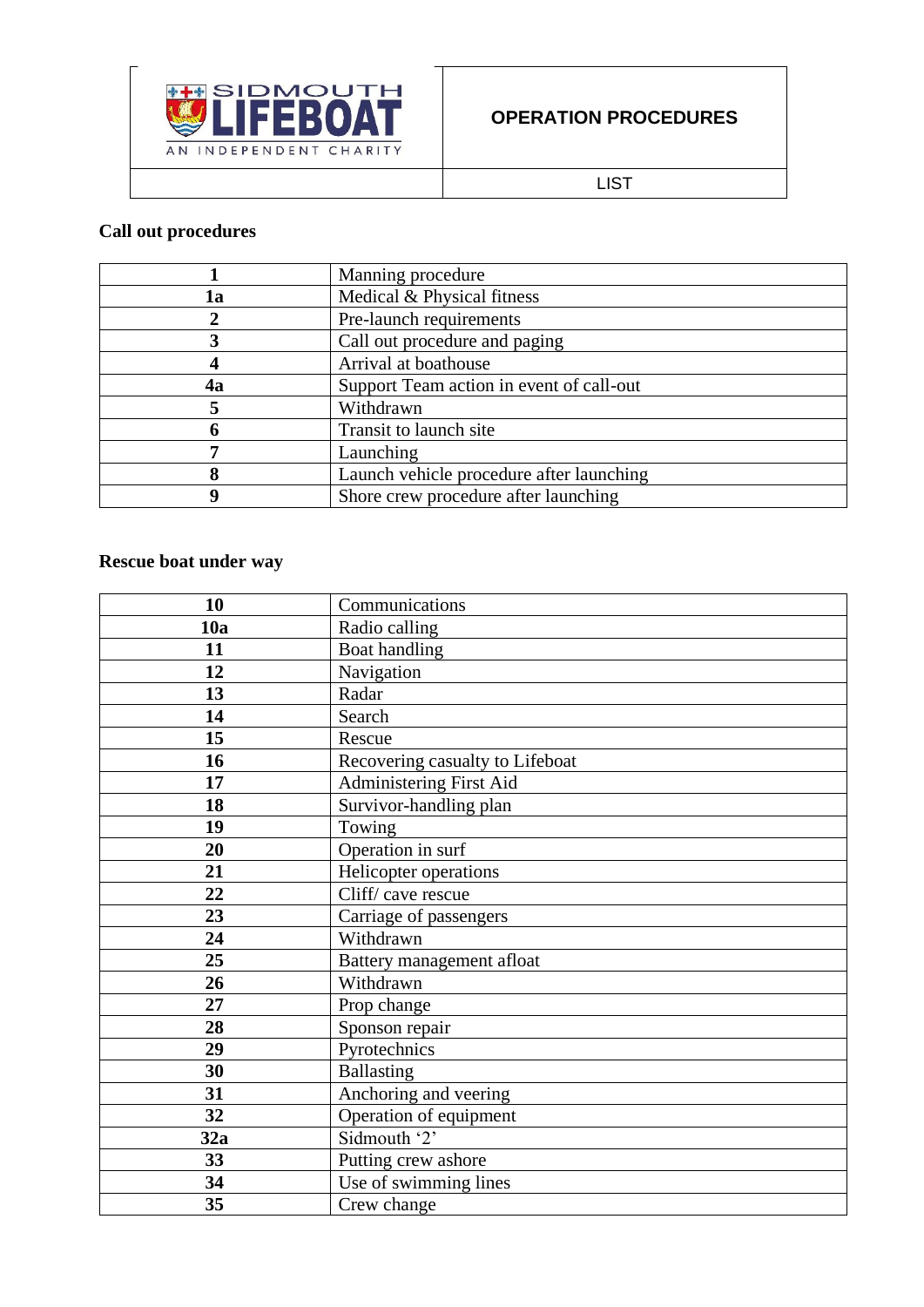| SIDMOUTH LIFEBOAT AN INDEPENDENT CHARITY | OPERATION PROCEDURES |
| --- | --- |
| | LIST |

## Call out procedures

| | |
| --- | --- |
| **1** | Manning procedure |
| **1a** | Medical & Physical fitness |
| **2** | Pre-launch requirements |
| **3** | Call out procedure and paging |
| **4** | Arrival at boathouse |
| **4a** | Support Team action in event of call-out |
| **5** | Withdrawn |
| **6** | Transit to launch site |
| **7** | Launching |
| **8** | Launch vehicle procedure after launching |
| **9** | Shore crew procedure after launching |

## Rescue boat under way

| | |
| --- | --- |
| **10** | Communications |
| **10a** | Radio calling |
| **11** | Boat handling |
| **12** | Navigation |
| **13** | Radar |
| **14** | Search |
| **15** | Rescue |
| **16** | Recovering casualty to Lifeboat |
| **17** | Administering First Aid |
| **18** | Survivor-handling plan |
| **19** | Towing |
| **20** | Operation in surf |
| **21** | Helicopter operations |
| **22** | Cliff/ cave rescue |
| **23** | Carriage of passengers |
| **24** | Withdrawn |
| **25** | Battery management afloat |
| **26** | Withdrawn |
| **27** | Prop change |
| **28** | Sponson repair |
| **29** | Pyrotechnics |
| **30** | Ballasting |
| **31** | Anchoring and veering |
| **32** | Operation of equipment |
| **32a** | Sidmouth '2' |
| **33** | Putting crew ashore |
| **34** | Use of swimming lines |
| **35** | Crew change |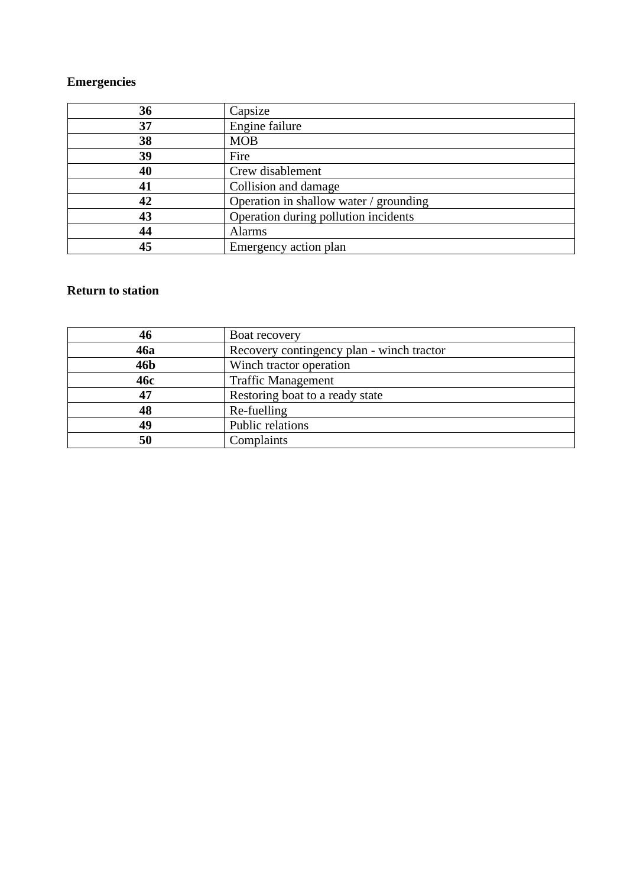**Emergencies**

| | |
|---|---|
| **36** | Capsize |
| **37** | Engine failure |
| **38** | MOB |
| **39** | Fire |
| **40** | Crew disablement |
| **41** | Collision and damage |
| **42** | Operation in shallow water / grounding |
| **43** | Operation during pollution incidents |
| **44** | Alarms |
| **45** | Emergency action plan |

**Return to station**

| | |
|---|---|
| **46** | Boat recovery |
| **46a** | Recovery contingency plan - winch tractor |
| **46b** | Winch tractor operation |
| **46c** | Traffic Management |
| **47** | Restoring boat to a ready state |
| **48** | Re-fuelling |
| **49** | Public relations |
| **50** | Complaints |